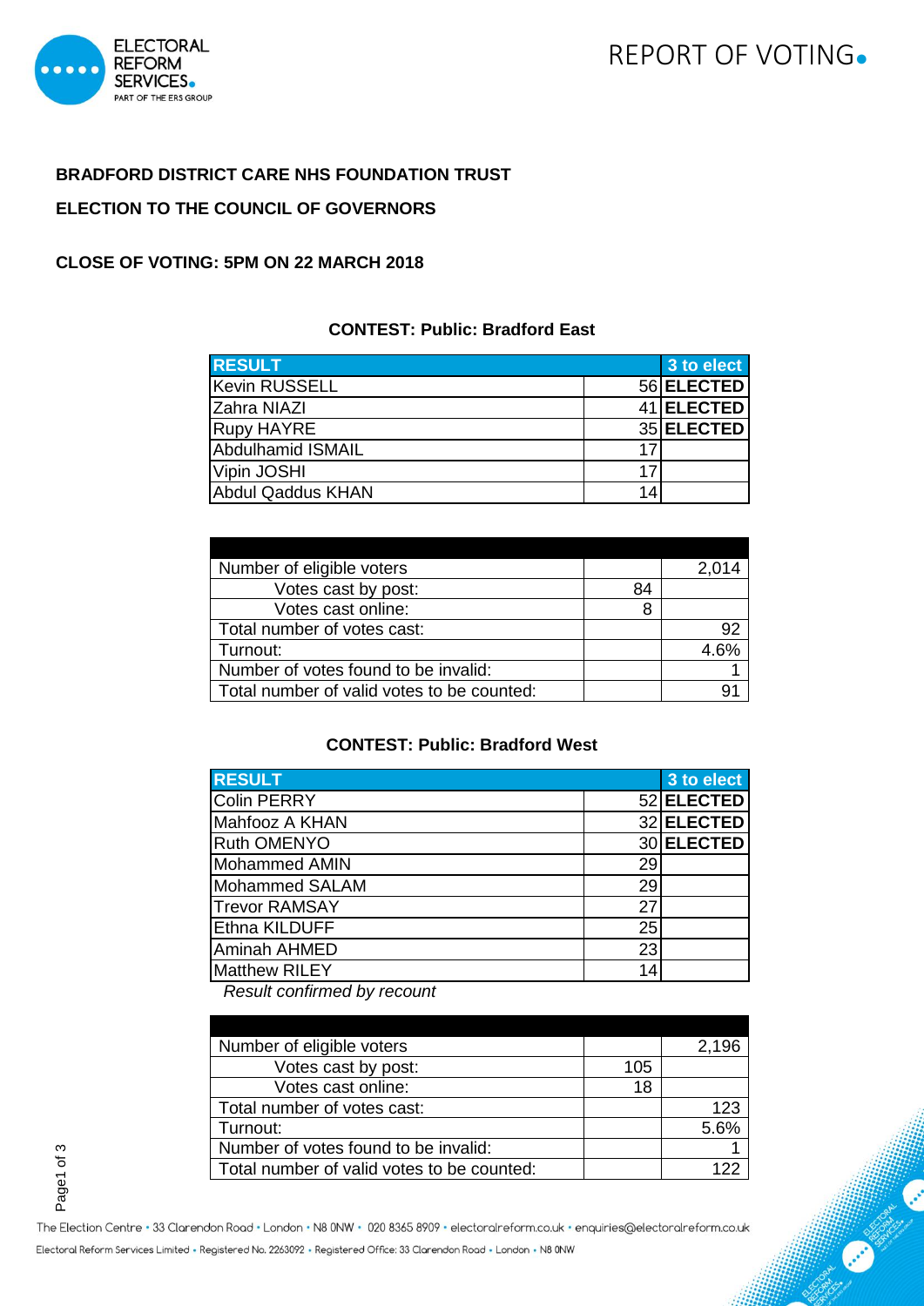REPORT OF VOTING

**BRADFORD DISTRICT CARE NHS FOUNDATION TRUST**

**ELECTION TO THE COUNCIL OF GOVERNORS**

**CLOSE OF VOTING: 5PM ON 22 MARCH 2018**

### CONTEST: Public: Bradford East

| RESULT | | 3 to elect |
|---|---|---|
| Kevin RUSSELL | 56 | **ELECTED** |
| Zahra NIAZI | 41 | **ELECTED** |
| Rupy HAYRE | 35 | **ELECTED** |
| Abdulhamid ISMAIL | 17 | |
| Vipin JOSHI | 17 | |
| Abdul Qaddus KHAN | 14 | |

| | | |
|---|---|---|
| Number of eligible voters | | 2,014 |
| Votes cast by post: | 84 | |
| Votes cast online: | 8 | |
| Total number of votes cast: | | 92 |
| Turnout: | | 4.6% |
| Number of votes found to be invalid: | | 1 |
| Total number of valid votes to be counted: | | 91 |

### CONTEST: Public: Bradford West

| RESULT | | 3 to elect |
|---|---|---|
| Colin PERRY | 52 | **ELECTED** |
| Mahfooz A KHAN | 32 | **ELECTED** |
| Ruth OMENYO | 30 | **ELECTED** |
| Mohammed AMIN | 29 | |
| Mohammed SALAM | 29 | |
| Trevor RAMSAY | 27 | |
| Ethna KILDUFF | 25 | |
| Aminah AHMED | 23 | |
| Matthew RILEY | 14 | |

*Result confirmed by recount*

| | | |
|---|---|---|
| Number of eligible voters | | 2,196 |
| Votes cast by post: | 105 | |
| Votes cast online: | 18 | |
| Total number of votes cast: | | 123 |
| Turnout: | | 5.6% |
| Number of votes found to be invalid: | | 1 |
| Total number of valid votes to be counted: | | 122 |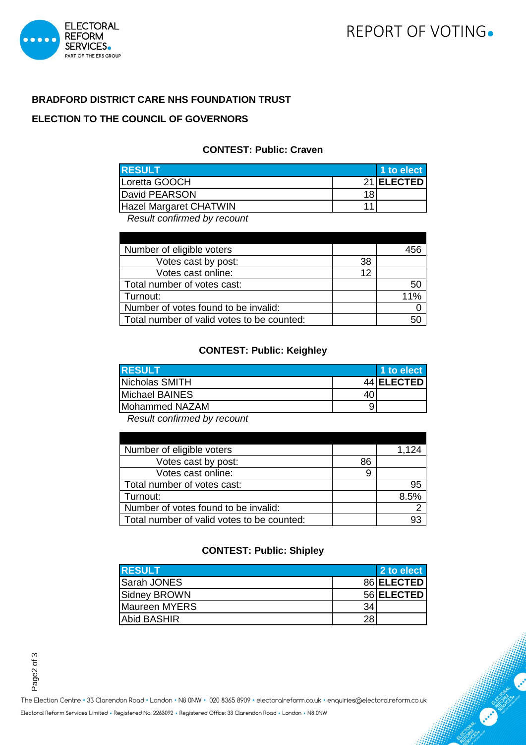**BRADFORD DISTRICT CARE NHS FOUNDATION TRUST**

**ELECTION TO THE COUNCIL OF GOVERNORS**

### CONTEST: Public: Craven

| RESULT | | 1 to elect |
|---|---|---|
| Loretta GOOCH | 21 | **ELECTED** |
| David PEARSON | 18 | |
| Hazel Margaret CHATWIN | 11 | |

*Result confirmed by recount*

| | | |
|---|---|---|
| Number of eligible voters | | 456 |
| Votes cast by post: | 38 | |
| Votes cast online: | 12 | |
| Total number of votes cast: | | 50 |
| Turnout: | | 11% |
| Number of votes found to be invalid: | | 0 |
| Total number of valid votes to be counted: | | 50 |

### CONTEST: Public: Keighley

| RESULT | | 1 to elect |
|---|---|---|
| Nicholas SMITH | 44 | **ELECTED** |
| Michael BAINES | 40 | |
| Mohammed NAZAM | 9 | |

*Result confirmed by recount*

| | | |
|---|---|---|
| Number of eligible voters | | 1,124 |
| Votes cast by post: | 86 | |
| Votes cast online: | 9 | |
| Total number of votes cast: | | 95 |
| Turnout: | | 8.5% |
| Number of votes found to be invalid: | | 2 |
| Total number of valid votes to be counted: | | 93 |

### CONTEST: Public: Shipley

| RESULT | | 2 to elect |
|---|---|---|
| Sarah JONES | 86 | **ELECTED** |
| Sidney BROWN | 56 | **ELECTED** |
| Maureen MYERS | 34 | |
| Abid BASHIR | 28 | |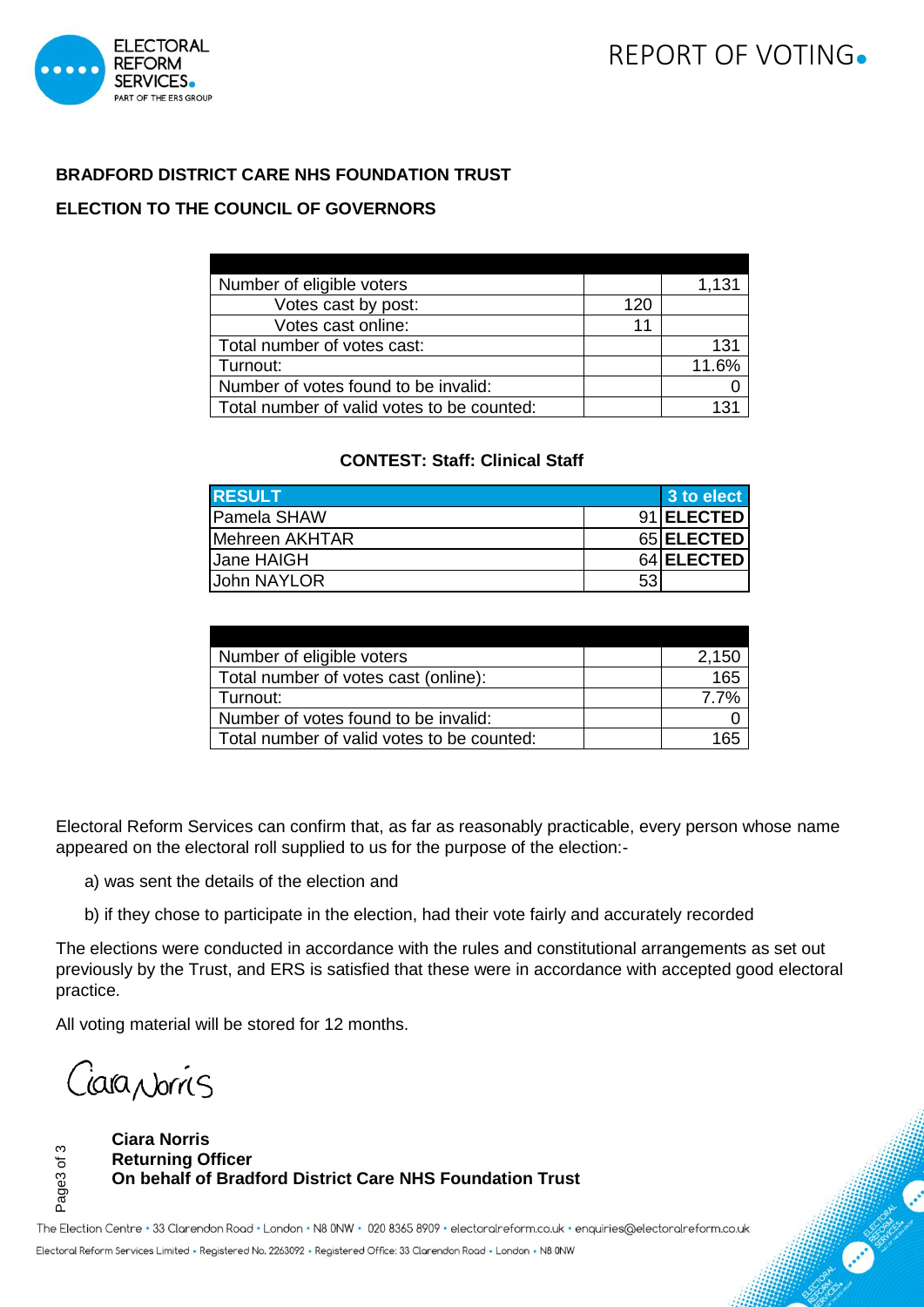REPORT OF VOTING

**BRADFORD DISTRICT CARE NHS FOUNDATION TRUST**

**ELECTION TO THE COUNCIL OF GOVERNORS**

| | | |
|---|---|---|
| Number of eligible voters | | 1,131 |
| Votes cast by post: | 120 | |
| Votes cast online: | 11 | |
| Total number of votes cast: | | 131 |
| Turnout: | | 11.6% |
| Number of votes found to be invalid: | | 0 |
| Total number of valid votes to be counted: | | 131 |

**CONTEST: Staff: Clinical Staff**

| RESULT | | 3 to elect |
|---|---|---|
| Pamela SHAW | 91 | **ELECTED** |
| Mehreen AKHTAR | 65 | **ELECTED** |
| Jane HAIGH | 64 | **ELECTED** |
| John NAYLOR | 53 | |

| | | |
|---|---|---|
| Number of eligible voters | | 2,150 |
| Total number of votes cast (online): | | 165 |
| Turnout: | | 7.7% |
| Number of votes found to be invalid: | | 0 |
| Total number of valid votes to be counted: | | 165 |

Electoral Reform Services can confirm that, as far as reasonably practicable, every person whose name appeared on the electoral roll supplied to us for the purpose of the election:-

a) was sent the details of the election and

b) if they chose to participate in the election, had their vote fairly and accurately recorded

The elections were conducted in accordance with the rules and constitutional arrangements as set out previously by the Trust, and ERS is satisfied that these were in accordance with accepted good electoral practice.

All voting material will be stored for 12 months.

Ciara Norris

**Ciara Norris**
**Returning Officer**
**On behalf of Bradford District Care NHS Foundation Trust**

The Election Centre • 33 Clarendon Road • London • N8 0NW • 020 8365 8909 • electoralreform.co.uk • enquiries@electoralreform.co.uk

Electoral Reform Services Limited • Registered No. 2263092 • Registered Office: 33 Clarendon Road • London • N8 0NW